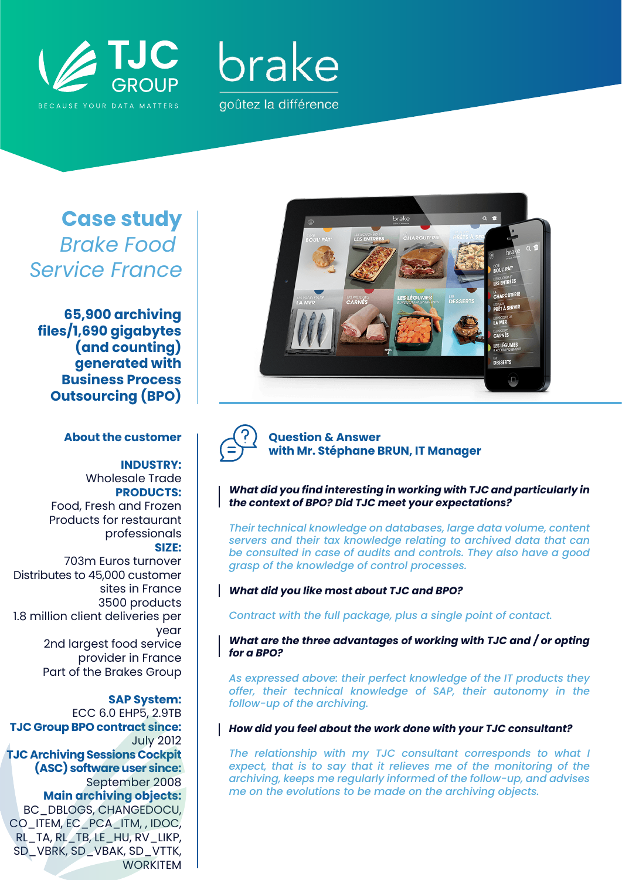TJC GROUP

BECAUSE YOUR DATA MATTERS

brake

goûtez la différence

# Case study

## *Brake Food Service France*

**65,900 archiving files/1,690 gigabytes (and counting) generated with Business Process Outsourcing (BPO)**

### About the customer

**INDUSTRY:**
Wholesale Trade

**PRODUCTS:**
Food, Fresh and Frozen Products for restaurant professionals

**SIZE:**
703m Euros turnover
Distributes to 45,000 customer sites in France
3500 products
1.8 million client deliveries per year
2nd largest food service provider in France
Part of the Brakes Group

**SAP System:**
ECC 6.0 EHP5, 2.9TB

**TJC Group BPO contract since:**
July 2012

**TJC Archiving Sessions Cockpit (ASC) software user since:**
September 2008

**Main archiving objects:**
BC_DBLOGS, CHANGEDOCU, CO_ITEM, EC_PCA_ITM, , IDOC, RL_TA, RL_TB, LE_HU, RV_LIKP, SD_VBRK, SD_VBAK, SD_VTTK, WORKITEM

### Question & Answer with Mr. Stéphane BRUN, IT Manager

***What did you find interesting in working with TJC and particularly in the context of BPO? Did TJC meet your expectations?***

*Their technical knowledge on databases, large data volume, content servers and their tax knowledge relating to archived data that can be consulted in case of audits and controls. They also have a good grasp of the knowledge of control processes.*

***What did you like most about TJC and BPO?***

*Contract with the full package, plus a single point of contact.*

***What are the three advantages of working with TJC and / or opting for a BPO?***

*As expressed above: their perfect knowledge of the IT products they offer, their technical knowledge of SAP, their autonomy in the follow-up of the archiving.*

***How did you feel about the work done with your TJC consultant?***

*The relationship with my TJC consultant corresponds to what I expect, that is to say that it relieves me of the monitoring of the archiving, keeps me regularly informed of the follow-up, and advises me on the evolutions to be made on the archiving objects.*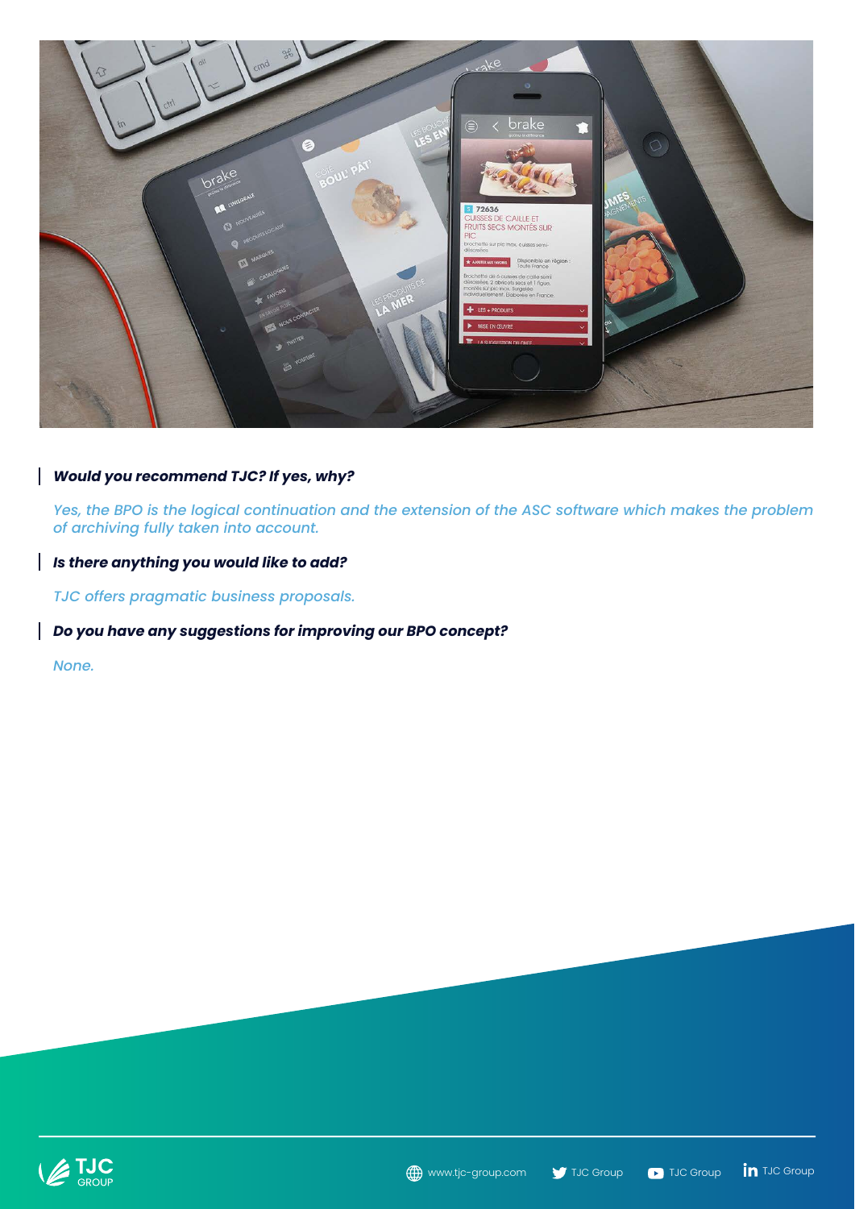***Would you recommend TJC? If yes, why?***

*Yes, the BPO is the logical continuation and the extension of the ASC software which makes the problem of archiving fully taken into account.*

***Is there anything you would like to add?***

*TJC offers pragmatic business proposals.*

***Do you have any suggestions for improving our BPO concept?***

*None.*